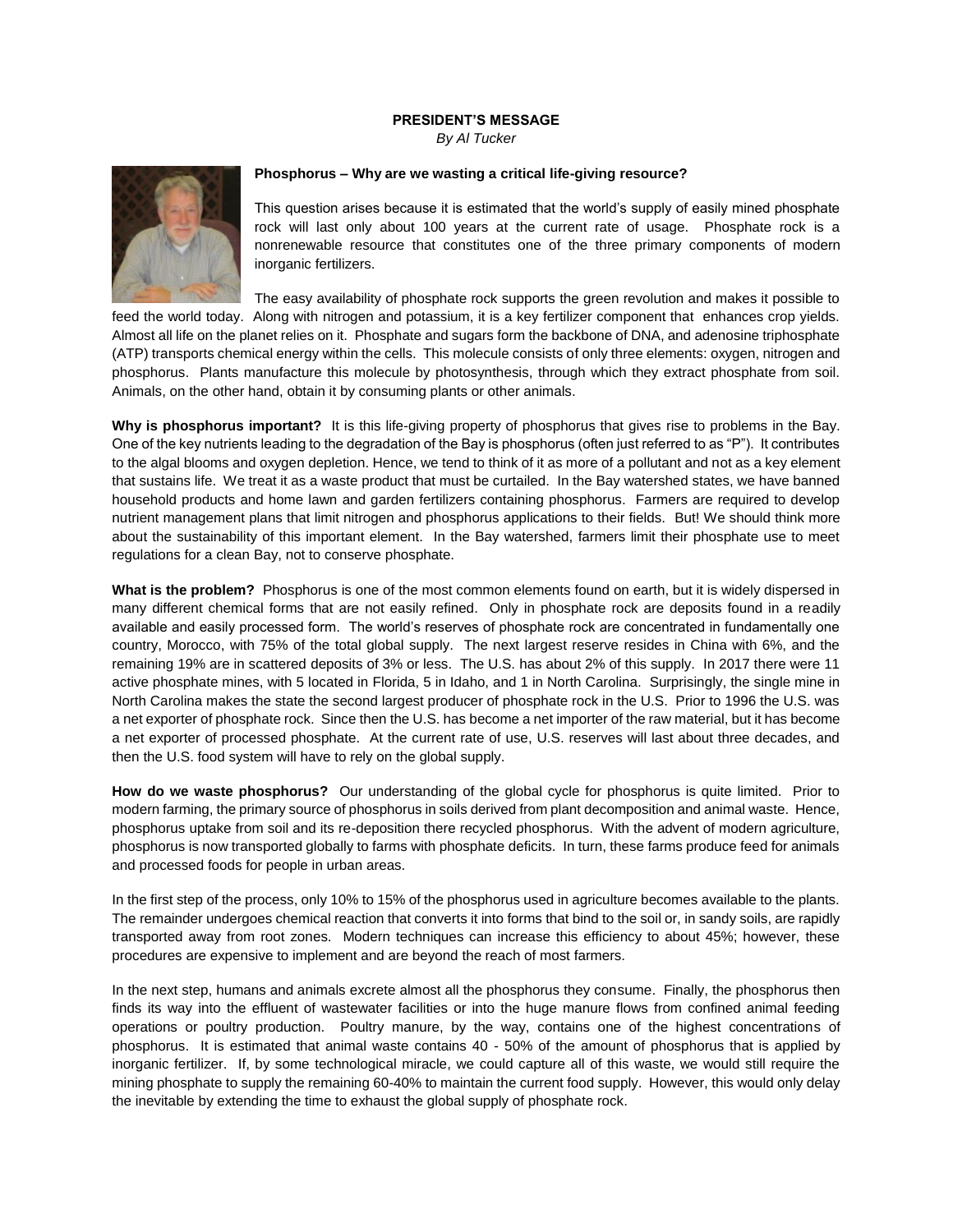**PRESIDENT'S MESSAGE**

*By Al Tucker*

**Phosphorus – Why are we wasting a critical life-giving resource?**

This question arises because it is estimated that the world's supply of easily mined phosphate rock will last only about 100 years at the current rate of usage. Phosphate rock is a nonrenewable resource that constitutes one of the three primary components of modern inorganic fertilizers.

The easy availability of phosphate rock supports the green revolution and makes it possible to feed the world today. Along with nitrogen and potassium, it is a key fertilizer component that enhances crop yields. Almost all life on the planet relies on it. Phosphate and sugars form the backbone of DNA, and adenosine triphosphate (ATP) transports chemical energy within the cells. This molecule consists of only three elements: oxygen, nitrogen and phosphorus. Plants manufacture this molecule by photosynthesis, through which they extract phosphate from soil. Animals, on the other hand, obtain it by consuming plants or other animals.

**Why is phosphorus important?** It is this life-giving property of phosphorus that gives rise to problems in the Bay. One of the key nutrients leading to the degradation of the Bay is phosphorus (often just referred to as "P"). It contributes to the algal blooms and oxygen depletion. Hence, we tend to think of it as more of a pollutant and not as a key element that sustains life. We treat it as a waste product that must be curtailed. In the Bay watershed states, we have banned household products and home lawn and garden fertilizers containing phosphorus. Farmers are required to develop nutrient management plans that limit nitrogen and phosphorus applications to their fields. But! We should think more about the sustainability of this important element. In the Bay watershed, farmers limit their phosphate use to meet regulations for a clean Bay, not to conserve phosphate.

**What is the problem?** Phosphorus is one of the most common elements found on earth, but it is widely dispersed in many different chemical forms that are not easily refined. Only in phosphate rock are deposits found in a readily available and easily processed form. The world's reserves of phosphate rock are concentrated in fundamentally one country, Morocco, with 75% of the total global supply. The next largest reserve resides in China with 6%, and the remaining 19% are in scattered deposits of 3% or less. The U.S. has about 2% of this supply. In 2017 there were 11 active phosphate mines, with 5 located in Florida, 5 in Idaho, and 1 in North Carolina. Surprisingly, the single mine in North Carolina makes the state the second largest producer of phosphate rock in the U.S. Prior to 1996 the U.S. was a net exporter of phosphate rock. Since then the U.S. has become a net importer of the raw material, but it has become a net exporter of processed phosphate. At the current rate of use, U.S. reserves will last about three decades, and then the U.S. food system will have to rely on the global supply.

**How do we waste phosphorus?** Our understanding of the global cycle for phosphorus is quite limited. Prior to modern farming, the primary source of phosphorus in soils derived from plant decomposition and animal waste. Hence, phosphorus uptake from soil and its re-deposition there recycled phosphorus. With the advent of modern agriculture, phosphorus is now transported globally to farms with phosphate deficits. In turn, these farms produce feed for animals and processed foods for people in urban areas.

In the first step of the process, only 10% to 15% of the phosphorus used in agriculture becomes available to the plants. The remainder undergoes chemical reaction that converts it into forms that bind to the soil or, in sandy soils, are rapidly transported away from root zones. Modern techniques can increase this efficiency to about 45%; however, these procedures are expensive to implement and are beyond the reach of most farmers.

In the next step, humans and animals excrete almost all the phosphorus they consume. Finally, the phosphorus then finds its way into the effluent of wastewater facilities or into the huge manure flows from confined animal feeding operations or poultry production. Poultry manure, by the way, contains one of the highest concentrations of phosphorus. It is estimated that animal waste contains 40 - 50% of the amount of phosphorus that is applied by inorganic fertilizer. If, by some technological miracle, we could capture all of this waste, we would still require the mining phosphate to supply the remaining 60-40% to maintain the current food supply. However, this would only delay the inevitable by extending the time to exhaust the global supply of phosphate rock.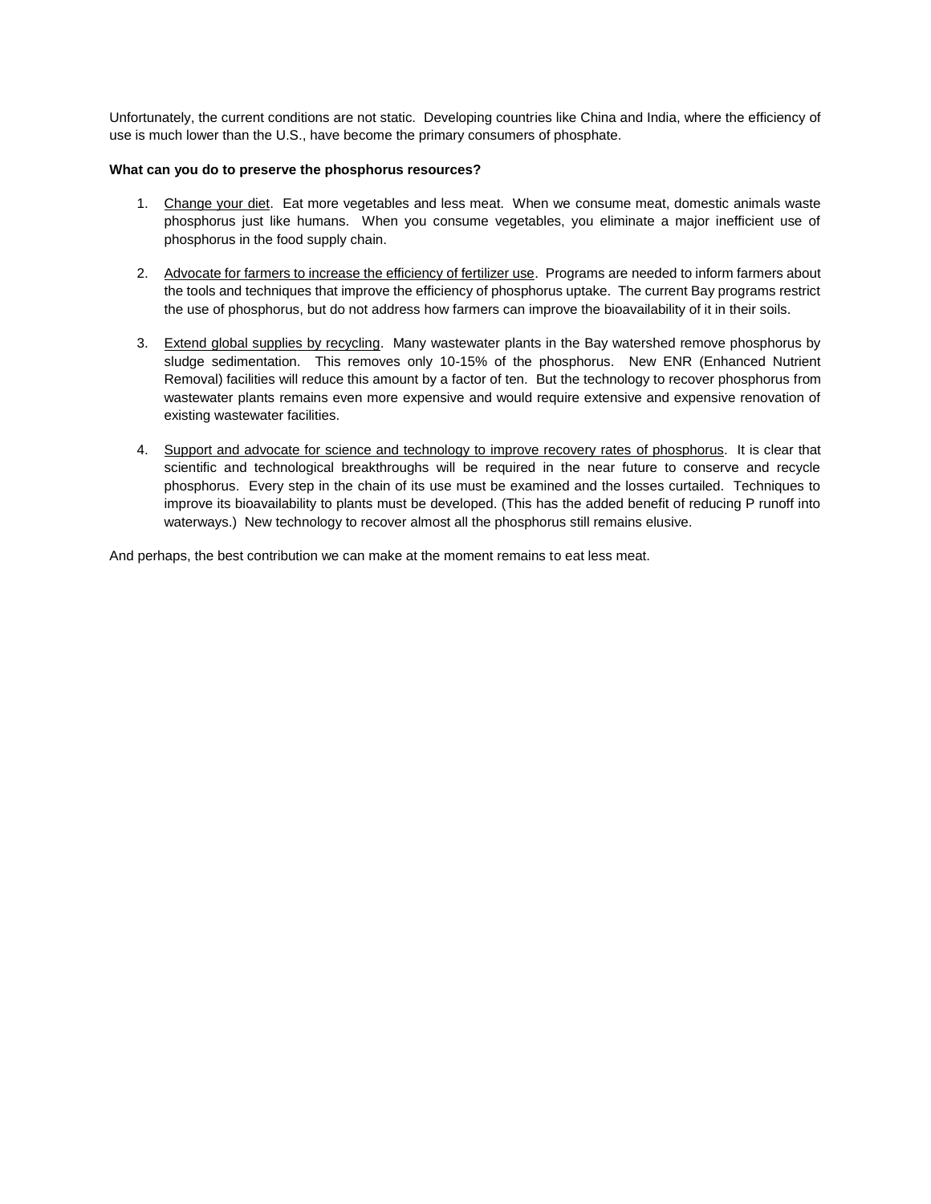Unfortunately, the current conditions are not static. Developing countries like China and India, where the efficiency of use is much lower than the U.S., have become the primary consumers of phosphate.

**What can you do to preserve the phosphorus resources?**

1. Change your diet. Eat more vegetables and less meat. When we consume meat, domestic animals waste phosphorus just like humans. When you consume vegetables, you eliminate a major inefficient use of phosphorus in the food supply chain.

2. Advocate for farmers to increase the efficiency of fertilizer use. Programs are needed to inform farmers about the tools and techniques that improve the efficiency of phosphorus uptake. The current Bay programs restrict the use of phosphorus, but do not address how farmers can improve the bioavailability of it in their soils.

3. Extend global supplies by recycling. Many wastewater plants in the Bay watershed remove phosphorus by sludge sedimentation. This removes only 10-15% of the phosphorus. New ENR (Enhanced Nutrient Removal) facilities will reduce this amount by a factor of ten. But the technology to recover phosphorus from wastewater plants remains even more expensive and would require extensive and expensive renovation of existing wastewater facilities.

4. Support and advocate for science and technology to improve recovery rates of phosphorus. It is clear that scientific and technological breakthroughs will be required in the near future to conserve and recycle phosphorus. Every step in the chain of its use must be examined and the losses curtailed. Techniques to improve its bioavailability to plants must be developed. (This has the added benefit of reducing P runoff into waterways.) New technology to recover almost all the phosphorus still remains elusive.

And perhaps, the best contribution we can make at the moment remains to eat less meat.